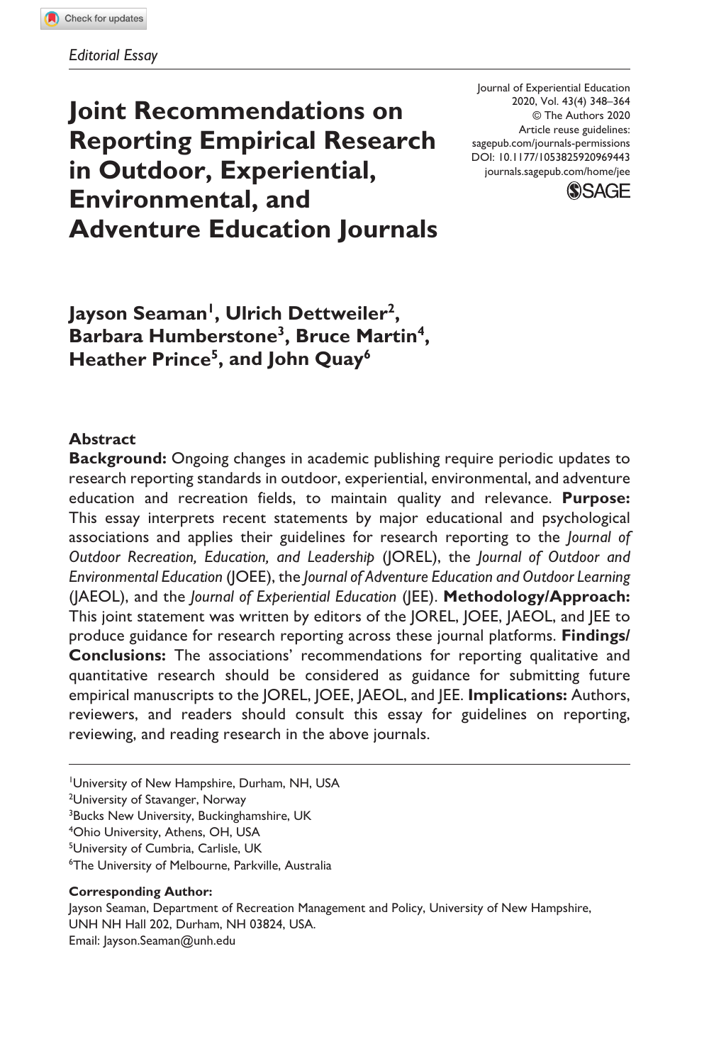*Editorial Essay*

# Joint Recommendations on Reporting Empirical Research in Outdoor, Experiential, Environmental, and Adventure Education Journals

Journal of Experiential Education
2020, Vol. 43(4) 348–364
© The Authors 2020
Article reuse guidelines:
sagepub.com/journals-permissions
DOI: 10.1177/1053825920969443
journals.sagepub.com/home/jee

**Jayson Seaman[1], Ulrich Dettweiler[2], Barbara Humberstone[3], Bruce Martin[4], Heather Prince[5], and John Quay[6]**

## Abstract

**Background:** Ongoing changes in academic publishing require periodic updates to research reporting standards in outdoor, experiential, environmental, and adventure education and recreation fields, to maintain quality and relevance. **Purpose:** This essay interprets recent statements by major educational and psychological associations and applies their guidelines for research reporting to the *Journal of Outdoor Recreation, Education, and Leadership* (JOREL), the *Journal of Outdoor and Environmental Education* (JOEE), the *Journal of Adventure Education and Outdoor Learning* (JAEOL), and the *Journal of Experiential Education* (JEE). **Methodology/Approach:** This joint statement was written by editors of the JOREL, JOEE, JAEOL, and JEE to produce guidance for research reporting across these journal platforms. **Findings/ Conclusions:** The associations' recommendations for reporting qualitative and quantitative research should be considered as guidance for submitting future empirical manuscripts to the JOREL, JOEE, JAEOL, and JEE. **Implications:** Authors, reviewers, and readers should consult this essay for guidelines on reporting, reviewing, and reading research in the above journals.

[1]University of New Hampshire, Durham, NH, USA
[2]University of Stavanger, Norway
[3]Bucks New University, Buckinghamshire, UK
[4]Ohio University, Athens, OH, USA
[5]University of Cumbria, Carlisle, UK
[6]The University of Melbourne, Parkville, Australia

**Corresponding Author:**
Jayson Seaman, Department of Recreation Management and Policy, University of New Hampshire, UNH NH Hall 202, Durham, NH 03824, USA.
Email: Jayson.Seaman@unh.edu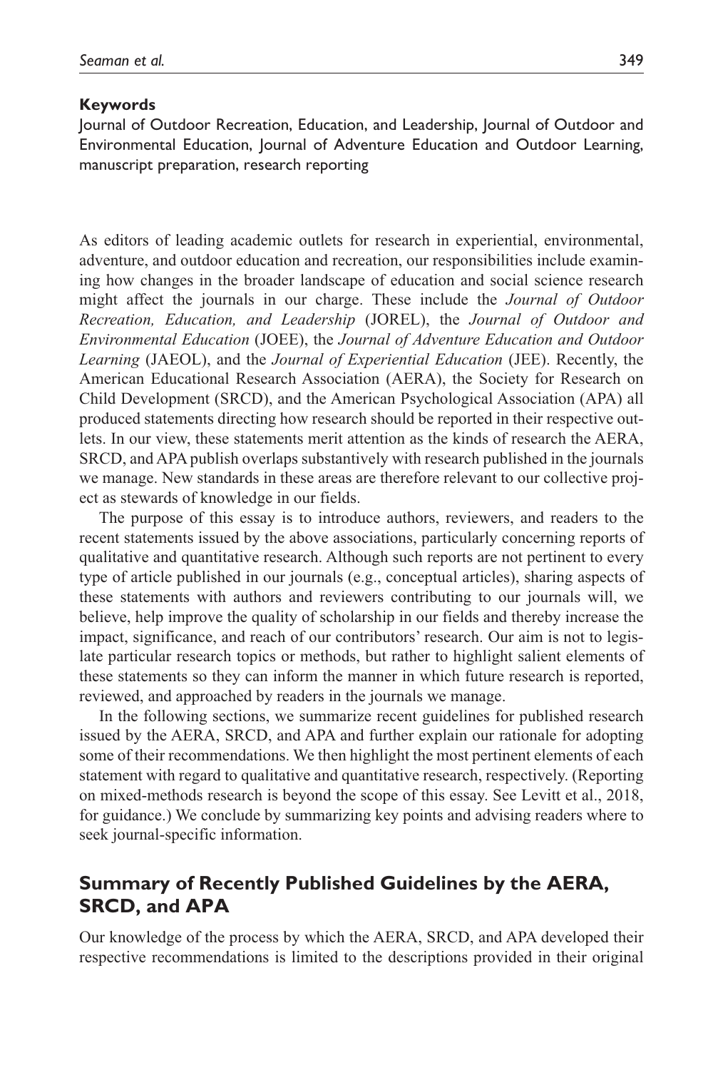**Keywords**

Journal of Outdoor Recreation, Education, and Leadership, Journal of Outdoor and Environmental Education, Journal of Adventure Education and Outdoor Learning, manuscript preparation, research reporting

As editors of leading academic outlets for research in experiential, environmental, adventure, and outdoor education and recreation, our responsibilities include examining how changes in the broader landscape of education and social science research might affect the journals in our charge. These include the *Journal of Outdoor Recreation, Education, and Leadership* (JOREL), the *Journal of Outdoor and Environmental Education* (JOEE), the *Journal of Adventure Education and Outdoor Learning* (JAEOL), and the *Journal of Experiential Education* (JEE). Recently, the American Educational Research Association (AERA), the Society for Research on Child Development (SRCD), and the American Psychological Association (APA) all produced statements directing how research should be reported in their respective outlets. In our view, these statements merit attention as the kinds of research the AERA, SRCD, and APA publish overlaps substantively with research published in the journals we manage. New standards in these areas are therefore relevant to our collective project as stewards of knowledge in our fields.

The purpose of this essay is to introduce authors, reviewers, and readers to the recent statements issued by the above associations, particularly concerning reports of qualitative and quantitative research. Although such reports are not pertinent to every type of article published in our journals (e.g., conceptual articles), sharing aspects of these statements with authors and reviewers contributing to our journals will, we believe, help improve the quality of scholarship in our fields and thereby increase the impact, significance, and reach of our contributors' research. Our aim is not to legislate particular research topics or methods, but rather to highlight salient elements of these statements so they can inform the manner in which future research is reported, reviewed, and approached by readers in the journals we manage.

In the following sections, we summarize recent guidelines for published research issued by the AERA, SRCD, and APA and further explain our rationale for adopting some of their recommendations. We then highlight the most pertinent elements of each statement with regard to qualitative and quantitative research, respectively. (Reporting on mixed-methods research is beyond the scope of this essay. See Levitt et al., 2018, for guidance.) We conclude by summarizing key points and advising readers where to seek journal-specific information.

## Summary of Recently Published Guidelines by the AERA, SRCD, and APA

Our knowledge of the process by which the AERA, SRCD, and APA developed their respective recommendations is limited to the descriptions provided in their original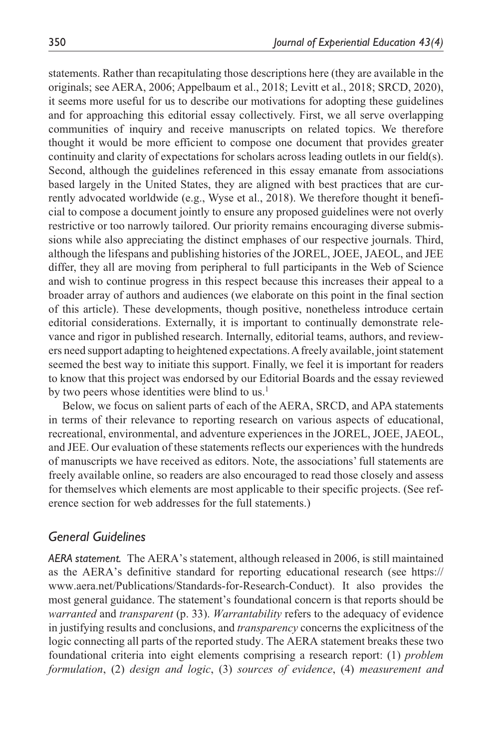statements. Rather than recapitulating those descriptions here (they are available in the originals; see AERA, 2006; Appelbaum et al., 2018; Levitt et al., 2018; SRCD, 2020), it seems more useful for us to describe our motivations for adopting these guidelines and for approaching this editorial essay collectively. First, we all serve overlapping communities of inquiry and receive manuscripts on related topics. We therefore thought it would be more efficient to compose one document that provides greater continuity and clarity of expectations for scholars across leading outlets in our field(s). Second, although the guidelines referenced in this essay emanate from associations based largely in the United States, they are aligned with best practices that are currently advocated worldwide (e.g., Wyse et al., 2018). We therefore thought it beneficial to compose a document jointly to ensure any proposed guidelines were not overly restrictive or too narrowly tailored. Our priority remains encouraging diverse submissions while also appreciating the distinct emphases of our respective journals. Third, although the lifespans and publishing histories of the JOREL, JOEE, JAEOL, and JEE differ, they all are moving from peripheral to full participants in the Web of Science and wish to continue progress in this respect because this increases their appeal to a broader array of authors and audiences (we elaborate on this point in the final section of this article). These developments, though positive, nonetheless introduce certain editorial considerations. Externally, it is important to continually demonstrate relevance and rigor in published research. Internally, editorial teams, authors, and reviewers need support adapting to heightened expectations. A freely available, joint statement seemed the best way to initiate this support. Finally, we feel it is important for readers to know that this project was endorsed by our Editorial Boards and the essay reviewed by two peers whose identities were blind to us.[1]

Below, we focus on salient parts of each of the AERA, SRCD, and APA statements in terms of their relevance to reporting research on various aspects of educational, recreational, environmental, and adventure experiences in the JOREL, JOEE, JAEOL, and JEE. Our evaluation of these statements reflects our experiences with the hundreds of manuscripts we have received as editors. Note, the associations' full statements are freely available online, so readers are also encouraged to read those closely and assess for themselves which elements are most applicable to their specific projects. (See reference section for web addresses for the full statements.)

## *General Guidelines*

***AERA statement.*** The AERA's statement, although released in 2006, is still maintained as the AERA's definitive standard for reporting educational research (see https://www.aera.net/Publications/Standards-for-Research-Conduct). It also provides the most general guidance. The statement's foundational concern is that reports should be *warranted* and *transparent* (p. 33). *Warrantability* refers to the adequacy of evidence in justifying results and conclusions, and *transparency* concerns the explicitness of the logic connecting all parts of the reported study. The AERA statement breaks these two foundational criteria into eight elements comprising a research report: (1) *problem formulation*, (2) *design and logic*, (3) *sources of evidence*, (4) *measurement and*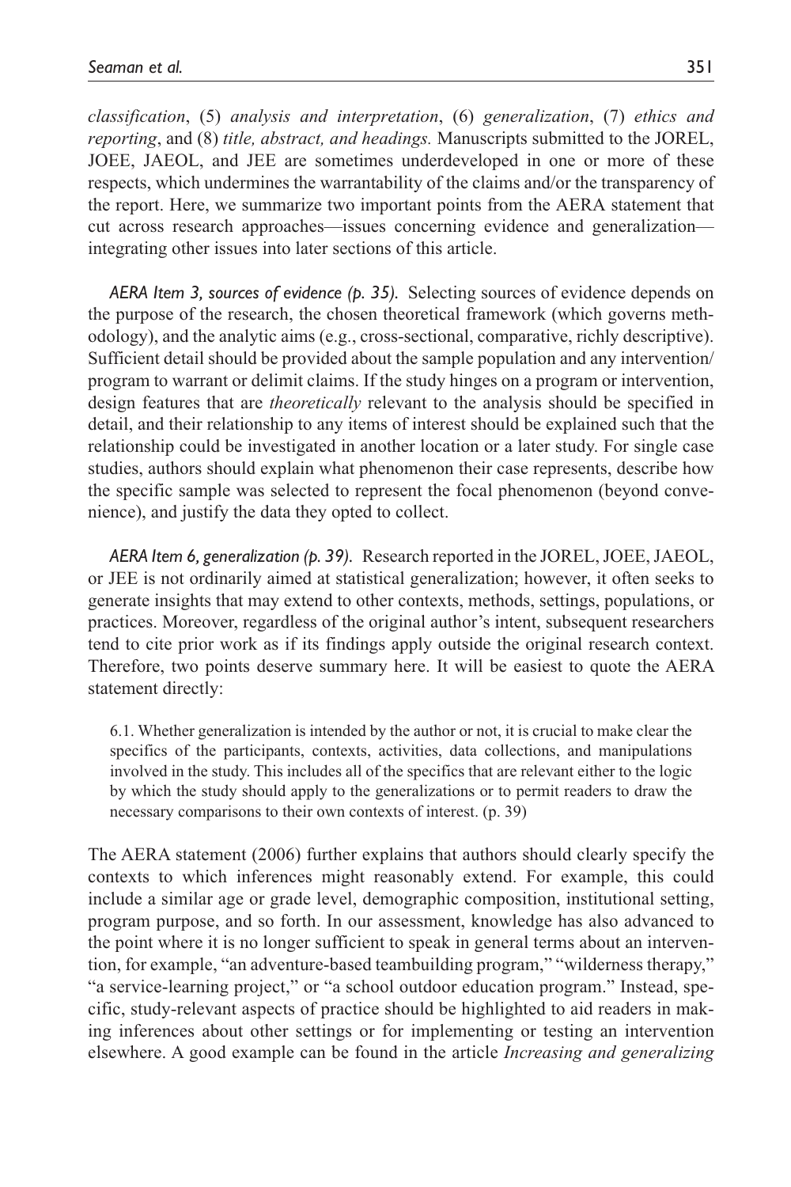*classification*, (5) *analysis and interpretation*, (6) *generalization*, (7) *ethics and reporting*, and (8) *title, abstract, and headings.* Manuscripts submitted to the JOREL, JOEE, JAEOL, and JEE are sometimes underdeveloped in one or more of these respects, which undermines the warrantability of the claims and/or the transparency of the report. Here, we summarize two important points from the AERA statement that cut across research approaches—issues concerning evidence and generalization—integrating other issues into later sections of this article.

*AERA Item 3, sources of evidence (p. 35).* Selecting sources of evidence depends on the purpose of the research, the chosen theoretical framework (which governs methodology), and the analytic aims (e.g., cross-sectional, comparative, richly descriptive). Sufficient detail should be provided about the sample population and any intervention/program to warrant or delimit claims. If the study hinges on a program or intervention, design features that are *theoretically* relevant to the analysis should be specified in detail, and their relationship to any items of interest should be explained such that the relationship could be investigated in another location or a later study. For single case studies, authors should explain what phenomenon their case represents, describe how the specific sample was selected to represent the focal phenomenon (beyond convenience), and justify the data they opted to collect.

*AERA Item 6, generalization (p. 39).* Research reported in the JOREL, JOEE, JAEOL, or JEE is not ordinarily aimed at statistical generalization; however, it often seeks to generate insights that may extend to other contexts, methods, settings, populations, or practices. Moreover, regardless of the original author's intent, subsequent researchers tend to cite prior work as if its findings apply outside the original research context. Therefore, two points deserve summary here. It will be easiest to quote the AERA statement directly:

> 6.1. Whether generalization is intended by the author or not, it is crucial to make clear the specifics of the participants, contexts, activities, data collections, and manipulations involved in the study. This includes all of the specifics that are relevant either to the logic by which the study should apply to the generalizations or to permit readers to draw the necessary comparisons to their own contexts of interest. (p. 39)

The AERA statement (2006) further explains that authors should clearly specify the contexts to which inferences might reasonably extend. For example, this could include a similar age or grade level, demographic composition, institutional setting, program purpose, and so forth. In our assessment, knowledge has also advanced to the point where it is no longer sufficient to speak in general terms about an intervention, for example, "an adventure-based teambuilding program," "wilderness therapy," "a service-learning project," or "a school outdoor education program." Instead, specific, study-relevant aspects of practice should be highlighted to aid readers in making inferences about other settings or for implementing or testing an intervention elsewhere. A good example can be found in the article *Increasing and generalizing*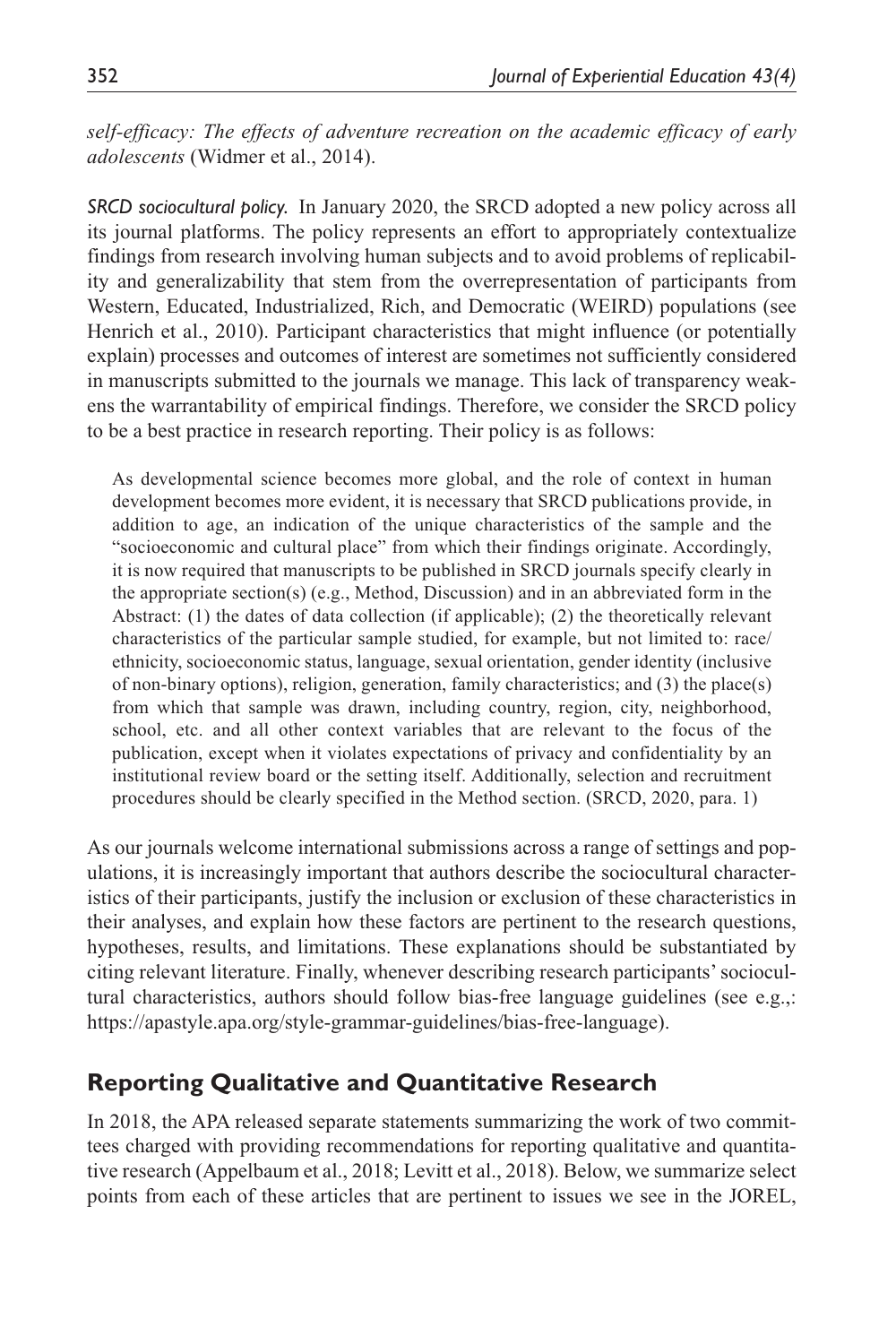*self-efficacy: The effects of adventure recreation on the academic efficacy of early adolescents* (Widmer et al., 2014).

*SRCD sociocultural policy.* In January 2020, the SRCD adopted a new policy across all its journal platforms. The policy represents an effort to appropriately contextualize findings from research involving human subjects and to avoid problems of replicability and generalizability that stem from the overrepresentation of participants from Western, Educated, Industrialized, Rich, and Democratic (WEIRD) populations (see Henrich et al., 2010). Participant characteristics that might influence (or potentially explain) processes and outcomes of interest are sometimes not sufficiently considered in manuscripts submitted to the journals we manage. This lack of transparency weakens the warrantability of empirical findings. Therefore, we consider the SRCD policy to be a best practice in research reporting. Their policy is as follows:

> As developmental science becomes more global, and the role of context in human development becomes more evident, it is necessary that SRCD publications provide, in addition to age, an indication of the unique characteristics of the sample and the "socioeconomic and cultural place" from which their findings originate. Accordingly, it is now required that manuscripts to be published in SRCD journals specify clearly in the appropriate section(s) (e.g., Method, Discussion) and in an abbreviated form in the Abstract: (1) the dates of data collection (if applicable); (2) the theoretically relevant characteristics of the particular sample studied, for example, but not limited to: race/ethnicity, socioeconomic status, language, sexual orientation, gender identity (inclusive of non-binary options), religion, generation, family characteristics; and (3) the place(s) from which that sample was drawn, including country, region, city, neighborhood, school, etc. and all other context variables that are relevant to the focus of the publication, except when it violates expectations of privacy and confidentiality by an institutional review board or the setting itself. Additionally, selection and recruitment procedures should be clearly specified in the Method section. (SRCD, 2020, para. 1)

As our journals welcome international submissions across a range of settings and populations, it is increasingly important that authors describe the sociocultural characteristics of their participants, justify the inclusion or exclusion of these characteristics in their analyses, and explain how these factors are pertinent to the research questions, hypotheses, results, and limitations. These explanations should be substantiated by citing relevant literature. Finally, whenever describing research participants' sociocultural characteristics, authors should follow bias-free language guidelines (see e.g.,: https://apastyle.apa.org/style-grammar-guidelines/bias-free-language).

## Reporting Qualitative and Quantitative Research

In 2018, the APA released separate statements summarizing the work of two committees charged with providing recommendations for reporting qualitative and quantitative research (Appelbaum et al., 2018; Levitt et al., 2018). Below, we summarize select points from each of these articles that are pertinent to issues we see in the JOREL,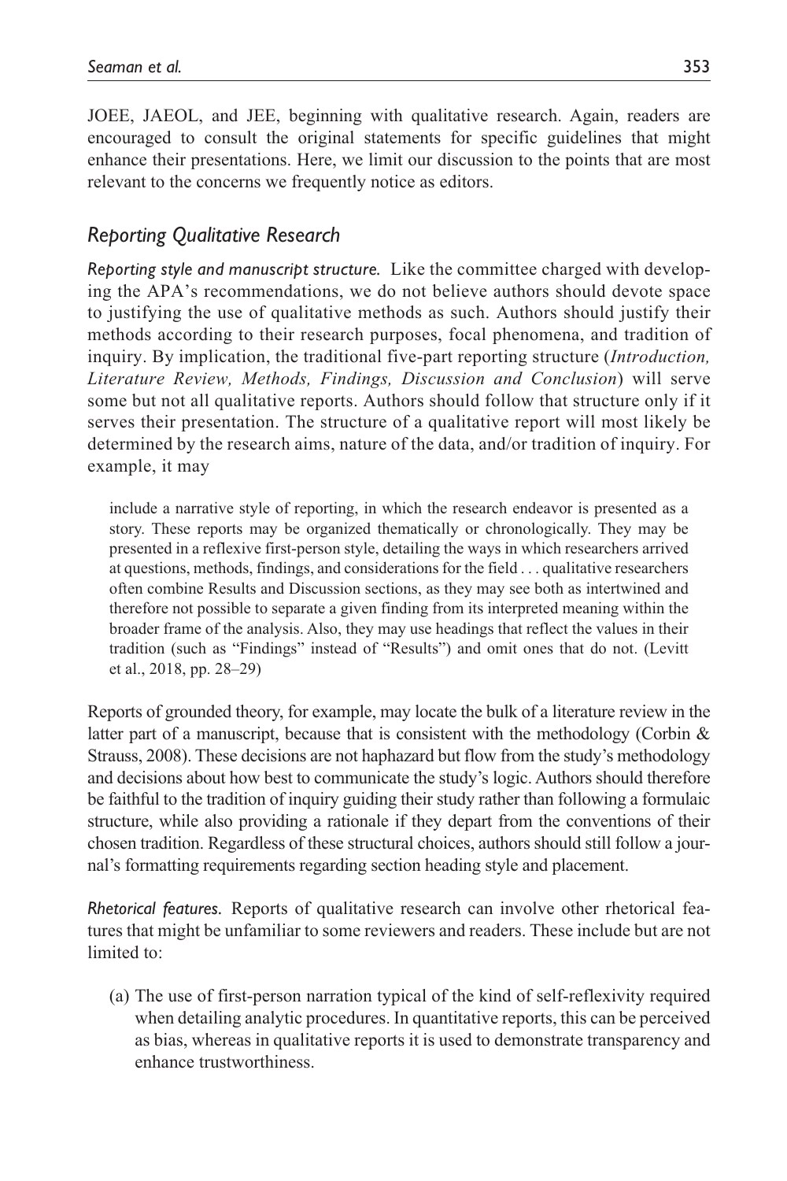JOEE, JAEOL, and JEE, beginning with qualitative research. Again, readers are encouraged to consult the original statements for specific guidelines that might enhance their presentations. Here, we limit our discussion to the points that are most relevant to the concerns we frequently notice as editors.

## *Reporting Qualitative Research*

*Reporting style and manuscript structure.* Like the committee charged with developing the APA's recommendations, we do not believe authors should devote space to justifying the use of qualitative methods as such. Authors should justify their methods according to their research purposes, focal phenomena, and tradition of inquiry. By implication, the traditional five-part reporting structure (*Introduction, Literature Review, Methods, Findings, Discussion and Conclusion*) will serve some but not all qualitative reports. Authors should follow that structure only if it serves their presentation. The structure of a qualitative report will most likely be determined by the research aims, nature of the data, and/or tradition of inquiry. For example, it may

> include a narrative style of reporting, in which the research endeavor is presented as a story. These reports may be organized thematically or chronologically. They may be presented in a reflexive first-person style, detailing the ways in which researchers arrived at questions, methods, findings, and considerations for the field . . . qualitative researchers often combine Results and Discussion sections, as they may see both as intertwined and therefore not possible to separate a given finding from its interpreted meaning within the broader frame of the analysis. Also, they may use headings that reflect the values in their tradition (such as "Findings" instead of "Results") and omit ones that do not. (Levitt et al., 2018, pp. 28–29)

Reports of grounded theory, for example, may locate the bulk of a literature review in the latter part of a manuscript, because that is consistent with the methodology (Corbin & Strauss, 2008). These decisions are not haphazard but flow from the study's methodology and decisions about how best to communicate the study's logic. Authors should therefore be faithful to the tradition of inquiry guiding their study rather than following a formulaic structure, while also providing a rationale if they depart from the conventions of their chosen tradition. Regardless of these structural choices, authors should still follow a journal's formatting requirements regarding section heading style and placement.

*Rhetorical features.* Reports of qualitative research can involve other rhetorical features that might be unfamiliar to some reviewers and readers. These include but are not limited to:

(a) The use of first-person narration typical of the kind of self-reflexivity required when detailing analytic procedures. In quantitative reports, this can be perceived as bias, whereas in qualitative reports it is used to demonstrate transparency and enhance trustworthiness.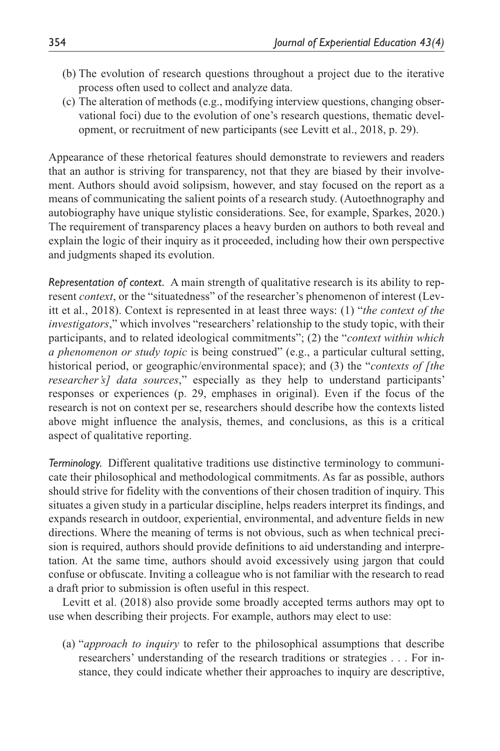(b) The evolution of research questions throughout a project due to the iterative process often used to collect and analyze data.

(c) The alteration of methods (e.g., modifying interview questions, changing observational foci) due to the evolution of one's research questions, thematic development, or recruitment of new participants (see Levitt et al., 2018, p. 29).

Appearance of these rhetorical features should demonstrate to reviewers and readers that an author is striving for transparency, not that they are biased by their involvement. Authors should avoid solipsism, however, and stay focused on the report as a means of communicating the salient points of a research study. (Autoethnography and autobiography have unique stylistic considerations. See, for example, Sparkes, 2020.) The requirement of transparency places a heavy burden on authors to both reveal and explain the logic of their inquiry as it proceeded, including how their own perspective and judgments shaped its evolution.

*Representation of context.* A main strength of qualitative research is its ability to represent *context*, or the "situatedness" of the researcher's phenomenon of interest (Levitt et al., 2018). Context is represented in at least three ways: (1) "*the context of the investigators*," which involves "researchers' relationship to the study topic, with their participants, and to related ideological commitments"; (2) the "*context within which a phenomenon or study topic* is being construed" (e.g., a particular cultural setting, historical period, or geographic/environmental space); and (3) the "*contexts of [the researcher's] data sources*," especially as they help to understand participants' responses or experiences (p. 29, emphases in original). Even if the focus of the research is not on context per se, researchers should describe how the contexts listed above might influence the analysis, themes, and conclusions, as this is a critical aspect of qualitative reporting.

*Terminology.* Different qualitative traditions use distinctive terminology to communicate their philosophical and methodological commitments. As far as possible, authors should strive for fidelity with the conventions of their chosen tradition of inquiry. This situates a given study in a particular discipline, helps readers interpret its findings, and expands research in outdoor, experiential, environmental, and adventure fields in new directions. Where the meaning of terms is not obvious, such as when technical precision is required, authors should provide definitions to aid understanding and interpretation. At the same time, authors should avoid excessively using jargon that could confuse or obfuscate. Inviting a colleague who is not familiar with the research to read a draft prior to submission is often useful in this respect.

Levitt et al. (2018) also provide some broadly accepted terms authors may opt to use when describing their projects. For example, authors may elect to use:

(a) "*approach to inquiry* to refer to the philosophical assumptions that describe researchers' understanding of the research traditions or strategies . . . For instance, they could indicate whether their approaches to inquiry are descriptive,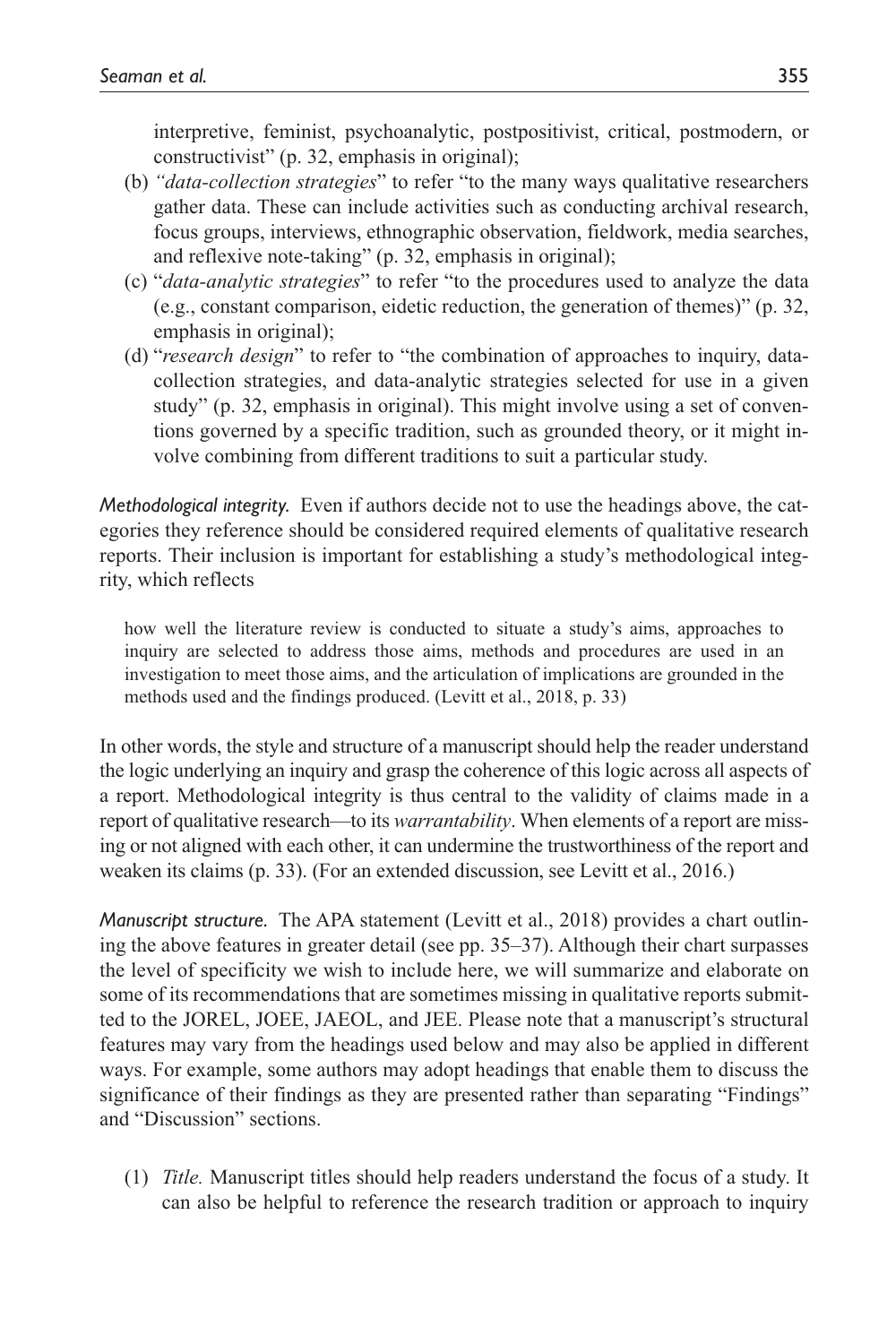interpretive, feminist, psychoanalytic, postpositivist, critical, postmodern, or constructivist" (p. 32, emphasis in original);

(b) *"data-collection strategies*" to refer "to the many ways qualitative researchers gather data. These can include activities such as conducting archival research, focus groups, interviews, ethnographic observation, fieldwork, media searches, and reflexive note-taking" (p. 32, emphasis in original);

(c) "*data-analytic strategies*" to refer "to the procedures used to analyze the data (e.g., constant comparison, eidetic reduction, the generation of themes)" (p. 32, emphasis in original);

(d) "*research design*" to refer to "the combination of approaches to inquiry, data-collection strategies, and data-analytic strategies selected for use in a given study" (p. 32, emphasis in original). This might involve using a set of conventions governed by a specific tradition, such as grounded theory, or it might involve combining from different traditions to suit a particular study.

*Methodological integrity.* Even if authors decide not to use the headings above, the categories they reference should be considered required elements of qualitative research reports. Their inclusion is important for establishing a study's methodological integrity, which reflects

> how well the literature review is conducted to situate a study's aims, approaches to inquiry are selected to address those aims, methods and procedures are used in an investigation to meet those aims, and the articulation of implications are grounded in the methods used and the findings produced. (Levitt et al., 2018, p. 33)

In other words, the style and structure of a manuscript should help the reader understand the logic underlying an inquiry and grasp the coherence of this logic across all aspects of a report. Methodological integrity is thus central to the validity of claims made in a report of qualitative research—to its *warrantability*. When elements of a report are missing or not aligned with each other, it can undermine the trustworthiness of the report and weaken its claims (p. 33). (For an extended discussion, see Levitt et al., 2016.)

*Manuscript structure.* The APA statement (Levitt et al., 2018) provides a chart outlining the above features in greater detail (see pp. 35–37). Although their chart surpasses the level of specificity we wish to include here, we will summarize and elaborate on some of its recommendations that are sometimes missing in qualitative reports submitted to the JOREL, JOEE, JAEOL, and JEE. Please note that a manuscript's structural features may vary from the headings used below and may also be applied in different ways. For example, some authors may adopt headings that enable them to discuss the significance of their findings as they are presented rather than separating "Findings" and "Discussion" sections.

(1) *Title.* Manuscript titles should help readers understand the focus of a study. It can also be helpful to reference the research tradition or approach to inquiry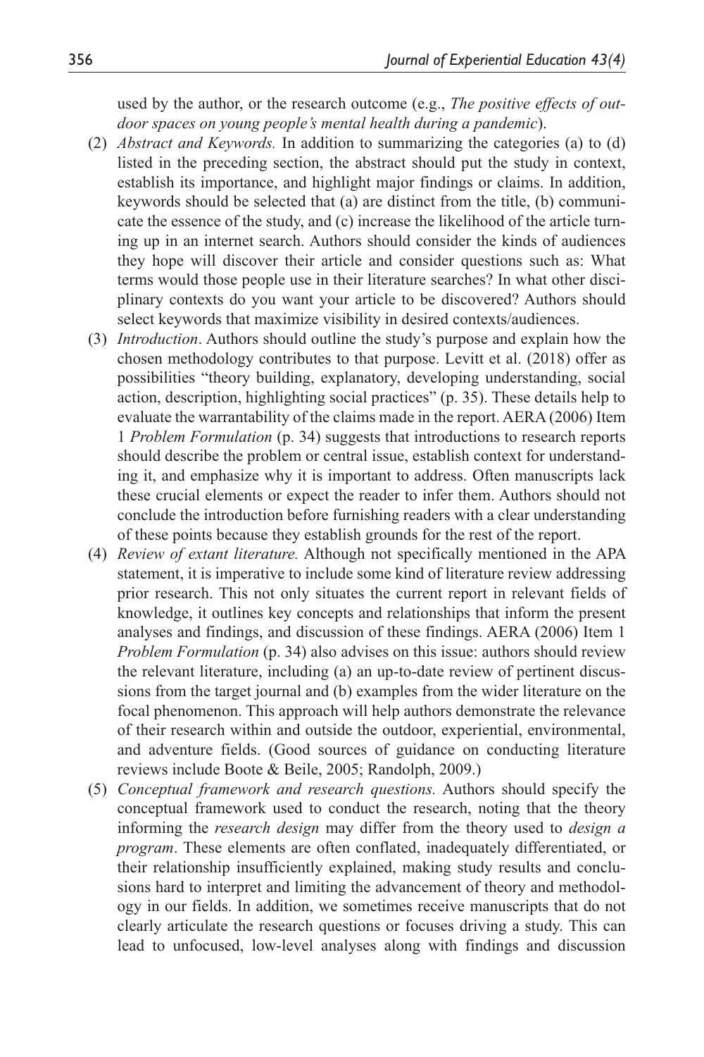used by the author, or the research outcome (e.g., *The positive effects of outdoor spaces on young people's mental health during a pandemic*).

(2) *Abstract and Keywords.* In addition to summarizing the categories (a) to (d) listed in the preceding section, the abstract should put the study in context, establish its importance, and highlight major findings or claims. In addition, keywords should be selected that (a) are distinct from the title, (b) communicate the essence of the study, and (c) increase the likelihood of the article turning up in an internet search. Authors should consider the kinds of audiences they hope will discover their article and consider questions such as: What terms would those people use in their literature searches? In what other disciplinary contexts do you want your article to be discovered? Authors should select keywords that maximize visibility in desired contexts/audiences.

(3) *Introduction*. Authors should outline the study's purpose and explain how the chosen methodology contributes to that purpose. Levitt et al. (2018) offer as possibilities "theory building, explanatory, developing understanding, social action, description, highlighting social practices" (p. 35). These details help to evaluate the warrantability of the claims made in the report. AERA (2006) Item 1 *Problem Formulation* (p. 34) suggests that introductions to research reports should describe the problem or central issue, establish context for understanding it, and emphasize why it is important to address. Often manuscripts lack these crucial elements or expect the reader to infer them. Authors should not conclude the introduction before furnishing readers with a clear understanding of these points because they establish grounds for the rest of the report.

(4) *Review of extant literature.* Although not specifically mentioned in the APA statement, it is imperative to include some kind of literature review addressing prior research. This not only situates the current report in relevant fields of knowledge, it outlines key concepts and relationships that inform the present analyses and findings, and discussion of these findings. AERA (2006) Item 1 *Problem Formulation* (p. 34) also advises on this issue: authors should review the relevant literature, including (a) an up-to-date review of pertinent discussions from the target journal and (b) examples from the wider literature on the focal phenomenon. This approach will help authors demonstrate the relevance of their research within and outside the outdoor, experiential, environmental, and adventure fields. (Good sources of guidance on conducting literature reviews include Boote & Beile, 2005; Randolph, 2009.)

(5) *Conceptual framework and research questions.* Authors should specify the conceptual framework used to conduct the research, noting that the theory informing the *research design* may differ from the theory used to *design a program*. These elements are often conflated, inadequately differentiated, or their relationship insufficiently explained, making study results and conclusions hard to interpret and limiting the advancement of theory and methodology in our fields. In addition, we sometimes receive manuscripts that do not clearly articulate the research questions or focuses driving a study. This can lead to unfocused, low-level analyses along with findings and discussion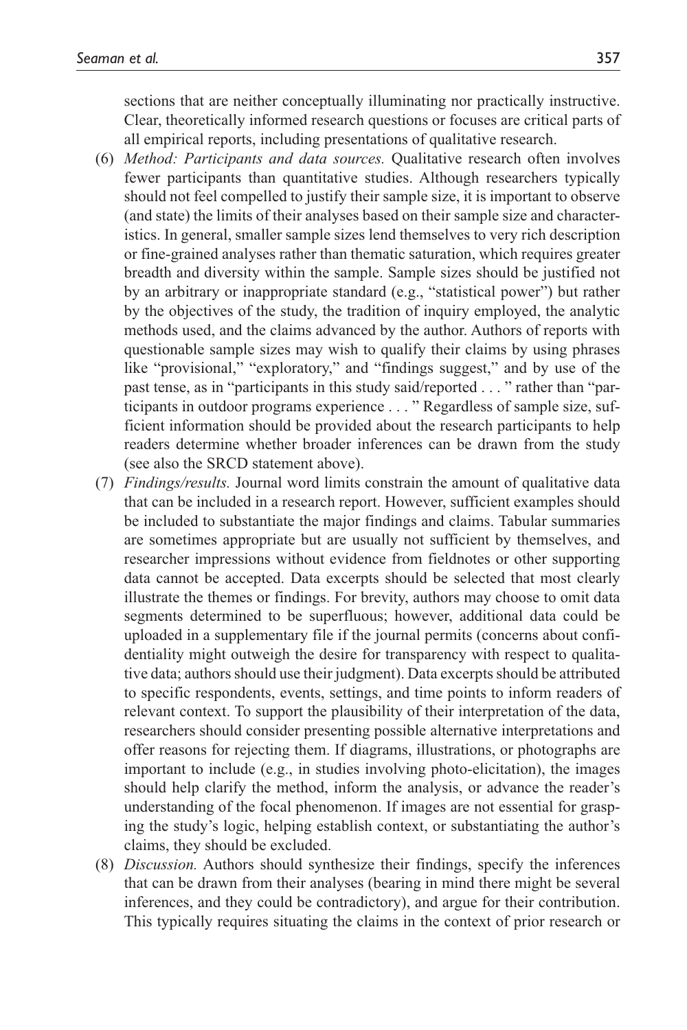sections that are neither conceptually illuminating nor practically instructive. Clear, theoretically informed research questions or focuses are critical parts of all empirical reports, including presentations of qualitative research.

(6) *Method: Participants and data sources.* Qualitative research often involves fewer participants than quantitative studies. Although researchers typically should not feel compelled to justify their sample size, it is important to observe (and state) the limits of their analyses based on their sample size and characteristics. In general, smaller sample sizes lend themselves to very rich description or fine-grained analyses rather than thematic saturation, which requires greater breadth and diversity within the sample. Sample sizes should be justified not by an arbitrary or inappropriate standard (e.g., "statistical power") but rather by the objectives of the study, the tradition of inquiry employed, the analytic methods used, and the claims advanced by the author. Authors of reports with questionable sample sizes may wish to qualify their claims by using phrases like "provisional," "exploratory," and "findings suggest," and by use of the past tense, as in "participants in this study said/reported . . . " rather than "participants in outdoor programs experience . . . " Regardless of sample size, sufficient information should be provided about the research participants to help readers determine whether broader inferences can be drawn from the study (see also the SRCD statement above).

(7) *Findings/results.* Journal word limits constrain the amount of qualitative data that can be included in a research report. However, sufficient examples should be included to substantiate the major findings and claims. Tabular summaries are sometimes appropriate but are usually not sufficient by themselves, and researcher impressions without evidence from fieldnotes or other supporting data cannot be accepted. Data excerpts should be selected that most clearly illustrate the themes or findings. For brevity, authors may choose to omit data segments determined to be superfluous; however, additional data could be uploaded in a supplementary file if the journal permits (concerns about confidentiality might outweigh the desire for transparency with respect to qualitative data; authors should use their judgment). Data excerpts should be attributed to specific respondents, events, settings, and time points to inform readers of relevant context. To support the plausibility of their interpretation of the data, researchers should consider presenting possible alternative interpretations and offer reasons for rejecting them. If diagrams, illustrations, or photographs are important to include (e.g., in studies involving photo-elicitation), the images should help clarify the method, inform the analysis, or advance the reader's understanding of the focal phenomenon. If images are not essential for grasping the study's logic, helping establish context, or substantiating the author's claims, they should be excluded.

(8) *Discussion.* Authors should synthesize their findings, specify the inferences that can be drawn from their analyses (bearing in mind there might be several inferences, and they could be contradictory), and argue for their contribution. This typically requires situating the claims in the context of prior research or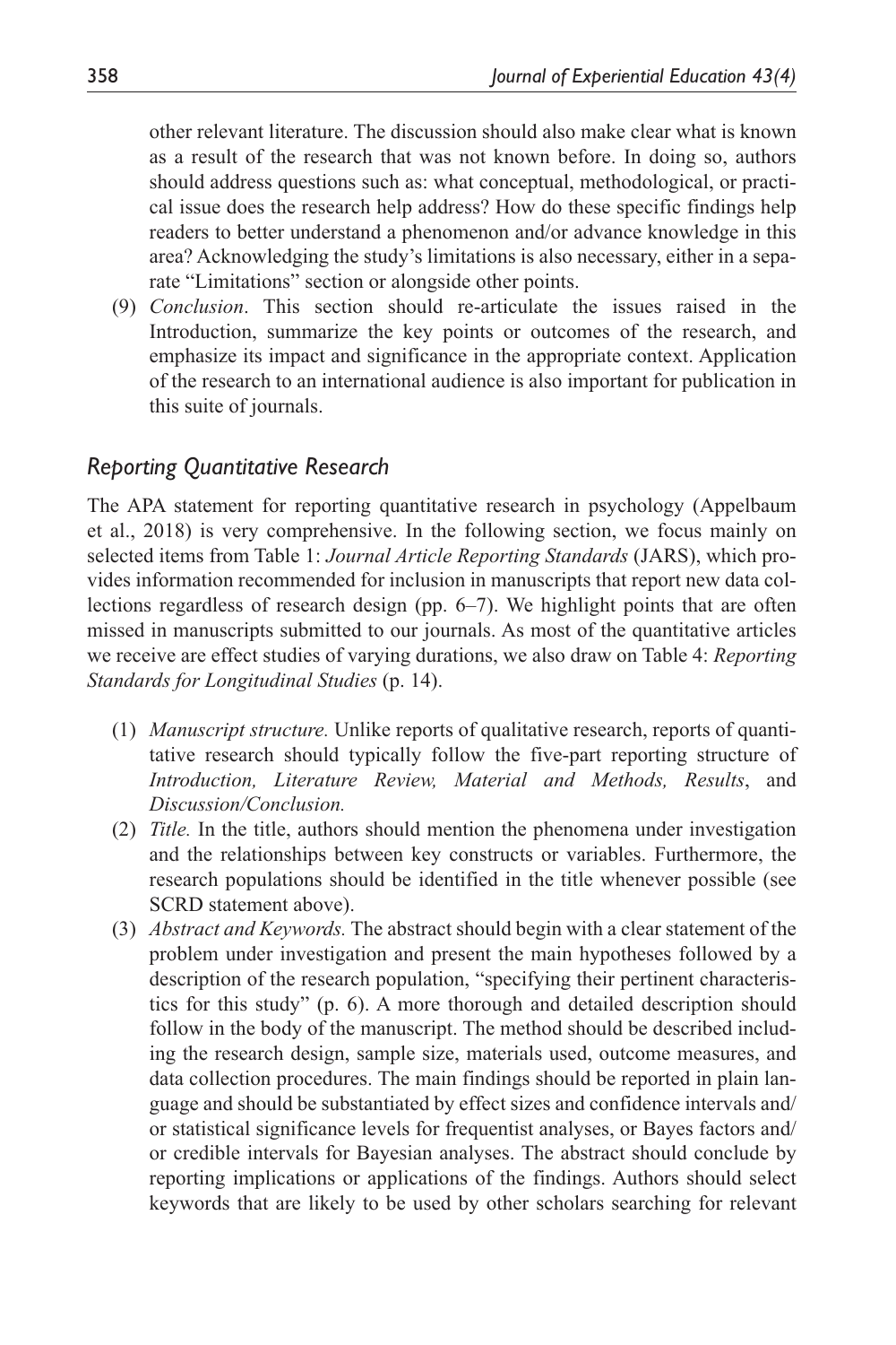other relevant literature. The discussion should also make clear what is known as a result of the research that was not known before. In doing so, authors should address questions such as: what conceptual, methodological, or practical issue does the research help address? How do these specific findings help readers to better understand a phenomenon and/or advance knowledge in this area? Acknowledging the study's limitations is also necessary, either in a separate "Limitations" section or alongside other points.

(9) *Conclusion*. This section should re-articulate the issues raised in the Introduction, summarize the key points or outcomes of the research, and emphasize its impact and significance in the appropriate context. Application of the research to an international audience is also important for publication in this suite of journals.

## *Reporting Quantitative Research*

The APA statement for reporting quantitative research in psychology (Appelbaum et al., 2018) is very comprehensive. In the following section, we focus mainly on selected items from Table 1: *Journal Article Reporting Standards* (JARS), which provides information recommended for inclusion in manuscripts that report new data collections regardless of research design (pp. 6–7). We highlight points that are often missed in manuscripts submitted to our journals. As most of the quantitative articles we receive are effect studies of varying durations, we also draw on Table 4: *Reporting Standards for Longitudinal Studies* (p. 14).

(1) *Manuscript structure.* Unlike reports of qualitative research, reports of quantitative research should typically follow the five-part reporting structure of *Introduction, Literature Review, Material and Methods, Results*, and *Discussion/Conclusion.*

(2) *Title.* In the title, authors should mention the phenomena under investigation and the relationships between key constructs or variables. Furthermore, the research populations should be identified in the title whenever possible (see SCRD statement above).

(3) *Abstract and Keywords.* The abstract should begin with a clear statement of the problem under investigation and present the main hypotheses followed by a description of the research population, "specifying their pertinent characteristics for this study" (p. 6). A more thorough and detailed description should follow in the body of the manuscript. The method should be described including the research design, sample size, materials used, outcome measures, and data collection procedures. The main findings should be reported in plain language and should be substantiated by effect sizes and confidence intervals and/or statistical significance levels for frequentist analyses, or Bayes factors and/or credible intervals for Bayesian analyses. The abstract should conclude by reporting implications or applications of the findings. Authors should select keywords that are likely to be used by other scholars searching for relevant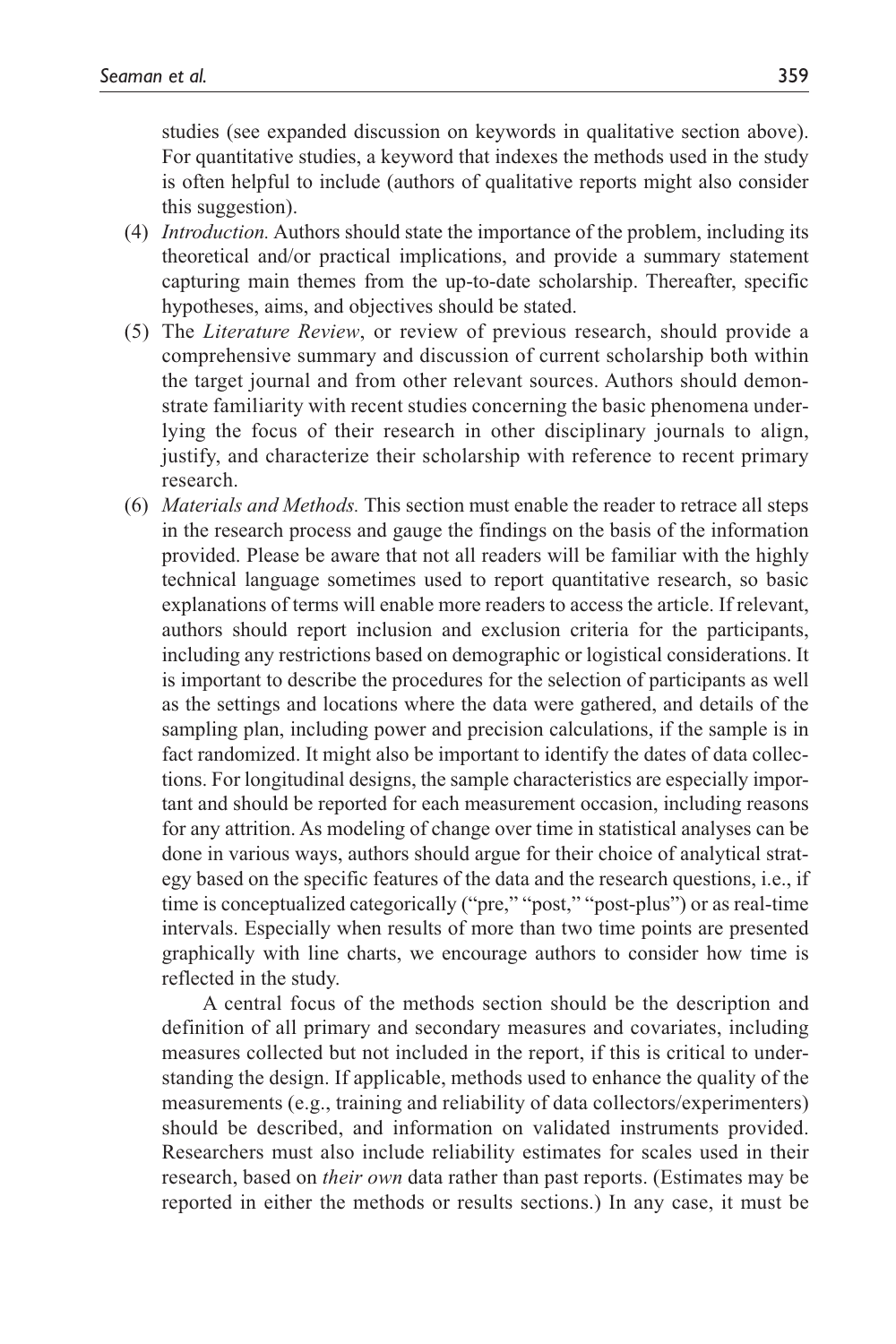studies (see expanded discussion on keywords in qualitative section above). For quantitative studies, a keyword that indexes the methods used in the study is often helpful to include (authors of qualitative reports might also consider this suggestion).

(4) *Introduction.* Authors should state the importance of the problem, including its theoretical and/or practical implications, and provide a summary statement capturing main themes from the up-to-date scholarship. Thereafter, specific hypotheses, aims, and objectives should be stated.

(5) The *Literature Review*, or review of previous research, should provide a comprehensive summary and discussion of current scholarship both within the target journal and from other relevant sources. Authors should demonstrate familiarity with recent studies concerning the basic phenomena underlying the focus of their research in other disciplinary journals to align, justify, and characterize their scholarship with reference to recent primary research.

(6) *Materials and Methods.* This section must enable the reader to retrace all steps in the research process and gauge the findings on the basis of the information provided. Please be aware that not all readers will be familiar with the highly technical language sometimes used to report quantitative research, so basic explanations of terms will enable more readers to access the article. If relevant, authors should report inclusion and exclusion criteria for the participants, including any restrictions based on demographic or logistical considerations. It is important to describe the procedures for the selection of participants as well as the settings and locations where the data were gathered, and details of the sampling plan, including power and precision calculations, if the sample is in fact randomized. It might also be important to identify the dates of data collections. For longitudinal designs, the sample characteristics are especially important and should be reported for each measurement occasion, including reasons for any attrition. As modeling of change over time in statistical analyses can be done in various ways, authors should argue for their choice of analytical strategy based on the specific features of the data and the research questions, i.e., if time is conceptualized categorically ("pre," "post," "post-plus") or as real-time intervals. Especially when results of more than two time points are presented graphically with line charts, we encourage authors to consider how time is reflected in the study.

    A central focus of the methods section should be the description and definition of all primary and secondary measures and covariates, including measures collected but not included in the report, if this is critical to understanding the design. If applicable, methods used to enhance the quality of the measurements (e.g., training and reliability of data collectors/experimenters) should be described, and information on validated instruments provided. Researchers must also include reliability estimates for scales used in their research, based on *their own* data rather than past reports. (Estimates may be reported in either the methods or results sections.) In any case, it must be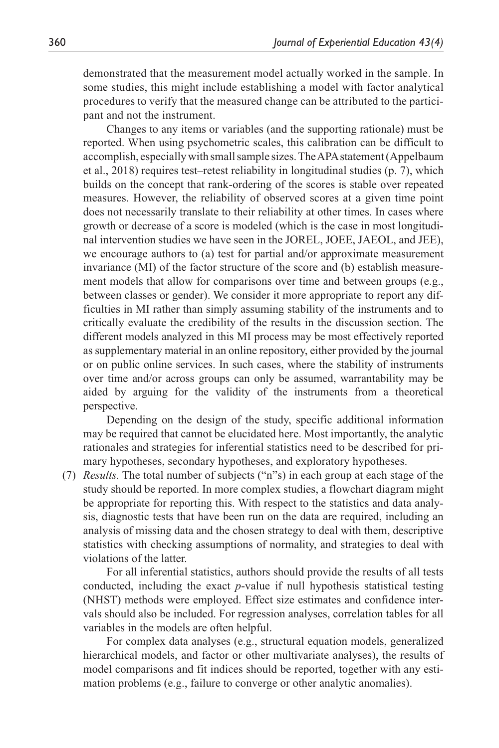demonstrated that the measurement model actually worked in the sample. In some studies, this might include establishing a model with factor analytical procedures to verify that the measured change can be attributed to the participant and not the instrument.

Changes to any items or variables (and the supporting rationale) must be reported. When using psychometric scales, this calibration can be difficult to accomplish, especially with small sample sizes. The APA statement (Appelbaum et al., 2018) requires test–retest reliability in longitudinal studies (p. 7), which builds on the concept that rank-ordering of the scores is stable over repeated measures. However, the reliability of observed scores at a given time point does not necessarily translate to their reliability at other times. In cases where growth or decrease of a score is modeled (which is the case in most longitudinal intervention studies we have seen in the JOREL, JOEE, JAEOL, and JEE), we encourage authors to (a) test for partial and/or approximate measurement invariance (MI) of the factor structure of the score and (b) establish measurement models that allow for comparisons over time and between groups (e.g., between classes or gender). We consider it more appropriate to report any difficulties in MI rather than simply assuming stability of the instruments and to critically evaluate the credibility of the results in the discussion section. The different models analyzed in this MI process may be most effectively reported as supplementary material in an online repository, either provided by the journal or on public online services. In such cases, where the stability of instruments over time and/or across groups can only be assumed, warrantability may be aided by arguing for the validity of the instruments from a theoretical perspective.

Depending on the design of the study, specific additional information may be required that cannot be elucidated here. Most importantly, the analytic rationales and strategies for inferential statistics need to be described for primary hypotheses, secondary hypotheses, and exploratory hypotheses.

(7) *Results.* The total number of subjects ("n"s) in each group at each stage of the study should be reported. In more complex studies, a flowchart diagram might be appropriate for reporting this. With respect to the statistics and data analysis, diagnostic tests that have been run on the data are required, including an analysis of missing data and the chosen strategy to deal with them, descriptive statistics with checking assumptions of normality, and strategies to deal with violations of the latter.

For all inferential statistics, authors should provide the results of all tests conducted, including the exact *p*-value if null hypothesis statistical testing (NHST) methods were employed. Effect size estimates and confidence intervals should also be included. For regression analyses, correlation tables for all variables in the models are often helpful.

For complex data analyses (e.g., structural equation models, generalized hierarchical models, and factor or other multivariate analyses), the results of model comparisons and fit indices should be reported, together with any estimation problems (e.g., failure to converge or other analytic anomalies).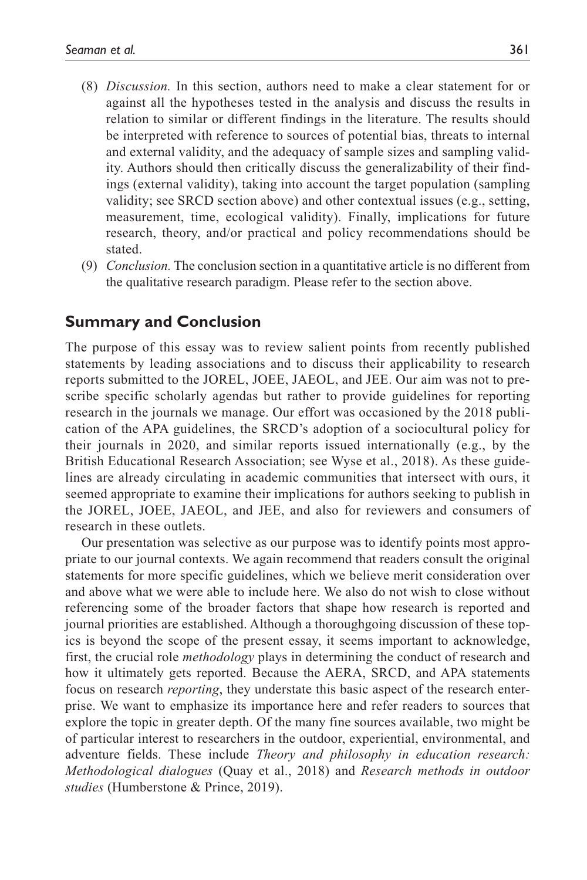(8) *Discussion.* In this section, authors need to make a clear statement for or against all the hypotheses tested in the analysis and discuss the results in relation to similar or different findings in the literature. The results should be interpreted with reference to sources of potential bias, threats to internal and external validity, and the adequacy of sample sizes and sampling validity. Authors should then critically discuss the generalizability of their findings (external validity), taking into account the target population (sampling validity; see SRCD section above) and other contextual issues (e.g., setting, measurement, time, ecological validity). Finally, implications for future research, theory, and/or practical and policy recommendations should be stated.

(9) *Conclusion.* The conclusion section in a quantitative article is no different from the qualitative research paradigm. Please refer to the section above.

## Summary and Conclusion

The purpose of this essay was to review salient points from recently published statements by leading associations and to discuss their applicability to research reports submitted to the JOREL, JOEE, JAEOL, and JEE. Our aim was not to prescribe specific scholarly agendas but rather to provide guidelines for reporting research in the journals we manage. Our effort was occasioned by the 2018 publication of the APA guidelines, the SRCD's adoption of a sociocultural policy for their journals in 2020, and similar reports issued internationally (e.g., by the British Educational Research Association; see Wyse et al., 2018). As these guidelines are already circulating in academic communities that intersect with ours, it seemed appropriate to examine their implications for authors seeking to publish in the JOREL, JOEE, JAEOL, and JEE, and also for reviewers and consumers of research in these outlets.

Our presentation was selective as our purpose was to identify points most appropriate to our journal contexts. We again recommend that readers consult the original statements for more specific guidelines, which we believe merit consideration over and above what we were able to include here. We also do not wish to close without referencing some of the broader factors that shape how research is reported and journal priorities are established. Although a thoroughgoing discussion of these topics is beyond the scope of the present essay, it seems important to acknowledge, first, the crucial role *methodology* plays in determining the conduct of research and how it ultimately gets reported. Because the AERA, SRCD, and APA statements focus on research *reporting*, they understate this basic aspect of the research enterprise. We want to emphasize its importance here and refer readers to sources that explore the topic in greater depth. Of the many fine sources available, two might be of particular interest to researchers in the outdoor, experiential, environmental, and adventure fields. These include *Theory and philosophy in education research: Methodological dialogues* (Quay et al., 2018) and *Research methods in outdoor studies* (Humberstone & Prince, 2019).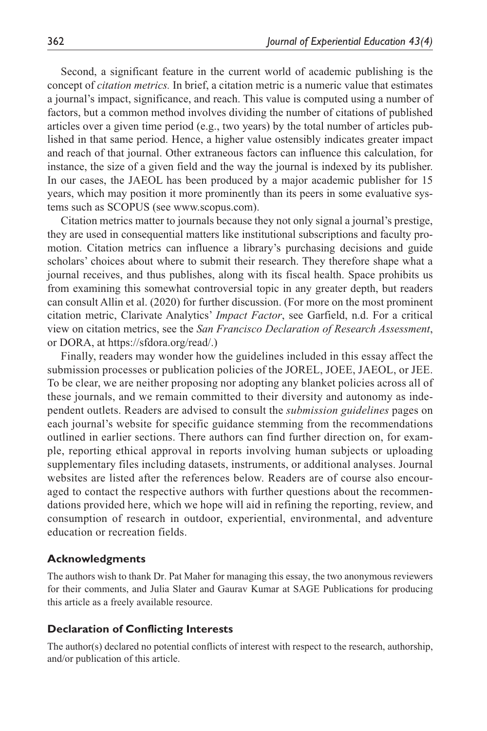Second, a significant feature in the current world of academic publishing is the concept of *citation metrics.* In brief, a citation metric is a numeric value that estimates a journal's impact, significance, and reach. This value is computed using a number of factors, but a common method involves dividing the number of citations of published articles over a given time period (e.g., two years) by the total number of articles published in that same period. Hence, a higher value ostensibly indicates greater impact and reach of that journal. Other extraneous factors can influence this calculation, for instance, the size of a given field and the way the journal is indexed by its publisher. In our cases, the JAEOL has been produced by a major academic publisher for 15 years, which may position it more prominently than its peers in some evaluative systems such as SCOPUS (see www.scopus.com).

Citation metrics matter to journals because they not only signal a journal's prestige, they are used in consequential matters like institutional subscriptions and faculty promotion. Citation metrics can influence a library's purchasing decisions and guide scholars' choices about where to submit their research. They therefore shape what a journal receives, and thus publishes, along with its fiscal health. Space prohibits us from examining this somewhat controversial topic in any greater depth, but readers can consult Allin et al. (2020) for further discussion. (For more on the most prominent citation metric, Clarivate Analytics' *Impact Factor*, see Garfield, n.d. For a critical view on citation metrics, see the *San Francisco Declaration of Research Assessment*, or DORA, at https://sfdora.org/read/.)

Finally, readers may wonder how the guidelines included in this essay affect the submission processes or publication policies of the JOREL, JOEE, JAEOL, or JEE. To be clear, we are neither proposing nor adopting any blanket policies across all of these journals, and we remain committed to their diversity and autonomy as independent outlets. Readers are advised to consult the *submission guidelines* pages on each journal's website for specific guidance stemming from the recommendations outlined in earlier sections. There authors can find further direction on, for example, reporting ethical approval in reports involving human subjects or uploading supplementary files including datasets, instruments, or additional analyses. Journal websites are listed after the references below. Readers are of course also encouraged to contact the respective authors with further questions about the recommendations provided here, which we hope will aid in refining the reporting, review, and consumption of research in outdoor, experiential, environmental, and adventure education or recreation fields.

## Acknowledgments

The authors wish to thank Dr. Pat Maher for managing this essay, the two anonymous reviewers for their comments, and Julia Slater and Gaurav Kumar at SAGE Publications for producing this article as a freely available resource.

## Declaration of Conflicting Interests

The author(s) declared no potential conflicts of interest with respect to the research, authorship, and/or publication of this article.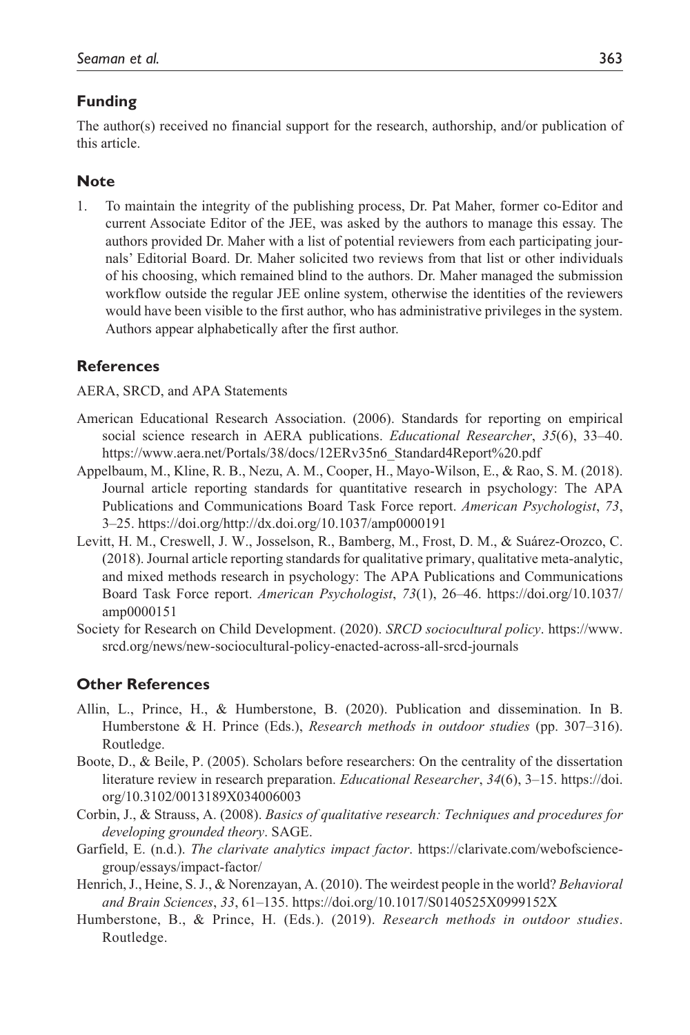## Funding

The author(s) received no financial support for the research, authorship, and/or publication of this article.

## Note

1. To maintain the integrity of the publishing process, Dr. Pat Maher, former co-Editor and current Associate Editor of the JEE, was asked by the authors to manage this essay. The authors provided Dr. Maher with a list of potential reviewers from each participating journals' Editorial Board. Dr. Maher solicited two reviews from that list or other individuals of his choosing, which remained blind to the authors. Dr. Maher managed the submission workflow outside the regular JEE online system, otherwise the identities of the reviewers would have been visible to the first author, who has administrative privileges in the system. Authors appear alphabetically after the first author.

## References

AERA, SRCD, and APA Statements

American Educational Research Association. (2006). Standards for reporting on empirical social science research in AERA publications. *Educational Researcher*, *35*(6), 33–40. https://www.aera.net/Portals/38/docs/12ERv35n6_Standard4Report%20.pdf

Appelbaum, M., Kline, R. B., Nezu, A. M., Cooper, H., Mayo-Wilson, E., & Rao, S. M. (2018). Journal article reporting standards for quantitative research in psychology: The APA Publications and Communications Board Task Force report. *American Psychologist*, *73*, 3–25. https://doi.org/http://dx.doi.org/10.1037/amp0000191

Levitt, H. M., Creswell, J. W., Josselson, R., Bamberg, M., Frost, D. M., & Suárez-Orozco, C. (2018). Journal article reporting standards for qualitative primary, qualitative meta-analytic, and mixed methods research in psychology: The APA Publications and Communications Board Task Force report. *American Psychologist*, *73*(1), 26–46. https://doi.org/10.1037/amp0000151

Society for Research on Child Development. (2020). *SRCD sociocultural policy*. https://www.srcd.org/news/new-sociocultural-policy-enacted-across-all-srcd-journals

## Other References

Allin, L., Prince, H., & Humberstone, B. (2020). Publication and dissemination. In B. Humberstone & H. Prince (Eds.), *Research methods in outdoor studies* (pp. 307–316). Routledge.

Boote, D., & Beile, P. (2005). Scholars before researchers: On the centrality of the dissertation literature review in research preparation. *Educational Researcher*, *34*(6), 3–15. https://doi.org/10.3102/0013189X034006003

Corbin, J., & Strauss, A. (2008). *Basics of qualitative research: Techniques and procedures for developing grounded theory*. SAGE.

Garfield, E. (n.d.). *The clarivate analytics impact factor*. https://clarivate.com/webofsciencegroup/essays/impact-factor/

Henrich, J., Heine, S. J., & Norenzayan, A. (2010). The weirdest people in the world? *Behavioral and Brain Sciences*, *33*, 61–135. https://doi.org/10.1017/S0140525X0999152X

Humberstone, B., & Prince, H. (Eds.). (2019). *Research methods in outdoor studies*. Routledge.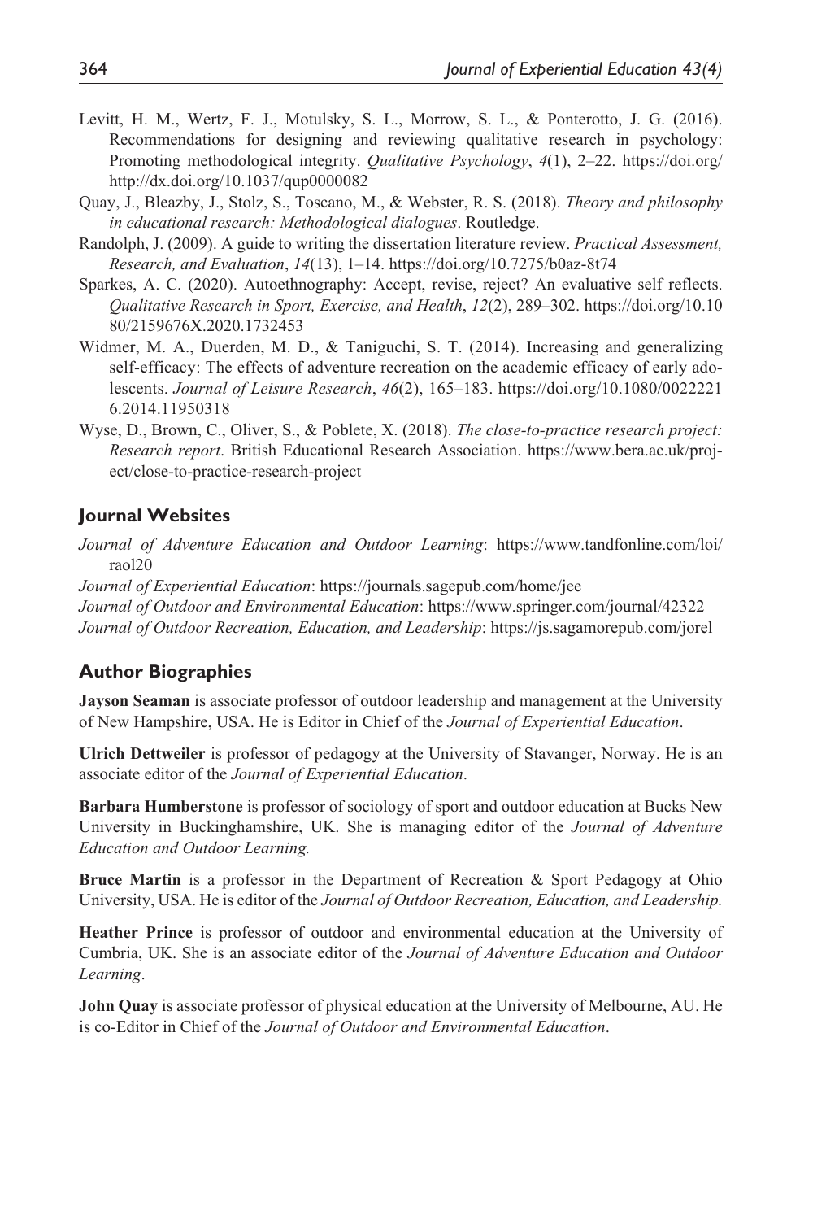Levitt, H. M., Wertz, F. J., Motulsky, S. L., Morrow, S. L., & Ponterotto, J. G. (2016). Recommendations for designing and reviewing qualitative research in psychology: Promoting methodological integrity. *Qualitative Psychology*, *4*(1), 2–22. https://doi.org/http://dx.doi.org/10.1037/qup0000082

Quay, J., Bleazby, J., Stolz, S., Toscano, M., & Webster, R. S. (2018). *Theory and philosophy in educational research: Methodological dialogues*. Routledge.

Randolph, J. (2009). A guide to writing the dissertation literature review. *Practical Assessment, Research, and Evaluation*, *14*(13), 1–14. https://doi.org/10.7275/b0az-8t74

Sparkes, A. C. (2020). Autoethnography: Accept, revise, reject? An evaluative self reflects. *Qualitative Research in Sport, Exercise, and Health*, *12*(2), 289–302. https://doi.org/10.1080/2159676X.2020.1732453

Widmer, M. A., Duerden, M. D., & Taniguchi, S. T. (2014). Increasing and generalizing self-efficacy: The effects of adventure recreation on the academic efficacy of early adolescents. *Journal of Leisure Research*, *46*(2), 165–183. https://doi.org/10.1080/00222216.2014.11950318

Wyse, D., Brown, C., Oliver, S., & Poblete, X. (2018). *The close-to-practice research project: Research report*. British Educational Research Association. https://www.bera.ac.uk/project/close-to-practice-research-project

## Journal Websites

*Journal of Adventure Education and Outdoor Learning*: https://www.tandfonline.com/loi/raol20

*Journal of Experiential Education*: https://journals.sagepub.com/home/jee

*Journal of Outdoor and Environmental Education*: https://www.springer.com/journal/42322

*Journal of Outdoor Recreation, Education, and Leadership*: https://js.sagamorepub.com/jorel

## Author Biographies

**Jayson Seaman** is associate professor of outdoor leadership and management at the University of New Hampshire, USA. He is Editor in Chief of the *Journal of Experiential Education*.

**Ulrich Dettweiler** is professor of pedagogy at the University of Stavanger, Norway. He is an associate editor of the *Journal of Experiential Education*.

**Barbara Humberstone** is professor of sociology of sport and outdoor education at Bucks New University in Buckinghamshire, UK. She is managing editor of the *Journal of Adventure Education and Outdoor Learning.*

**Bruce Martin** is a professor in the Department of Recreation & Sport Pedagogy at Ohio University, USA. He is editor of the *Journal of Outdoor Recreation, Education, and Leadership.*

**Heather Prince** is professor of outdoor and environmental education at the University of Cumbria, UK. She is an associate editor of the *Journal of Adventure Education and Outdoor Learning*.

**John Quay** is associate professor of physical education at the University of Melbourne, AU. He is co-Editor in Chief of the *Journal of Outdoor and Environmental Education*.